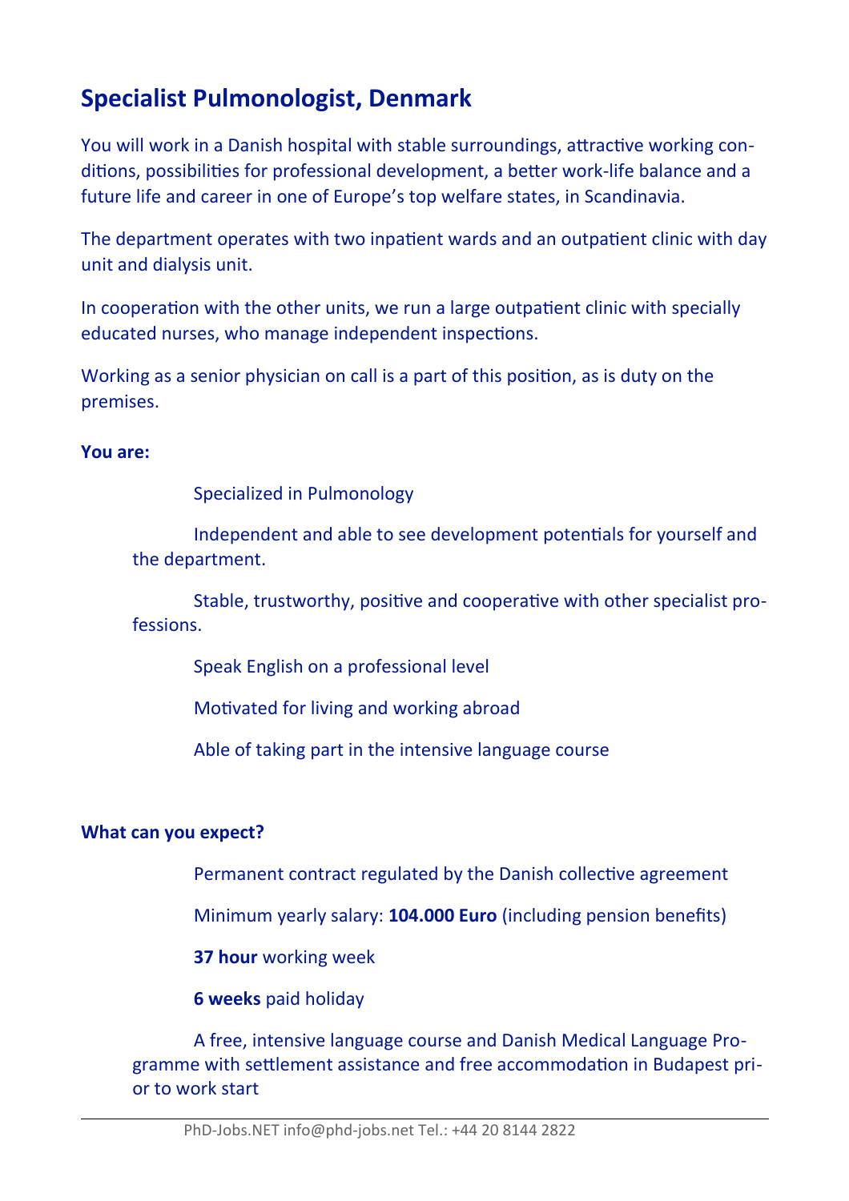## Specialist Pulmonologist, Denmark

You will work in a Danish hospital with stable surroundings, attractive working conditions, possibilities for professional development, a better work-life balance and a future life and career in one of Europe's top welfare states, in Scandinavia.

The department operates with two inpatient wards and an outpatient clinic with day unit and dialysis unit.

In cooperation with the other units, we run a large outpatient clinic with specially educated nurses, who manage independent inspections.

Working as a senior physician on call is a part of this position, as is duty on the premises.

**You are:**

- Specialized in Pulmonology
- Independent and able to see development potentials for yourself and the department.
- Stable, trustworthy, positive and cooperative with other specialist professions.
- Speak English on a professional level
- Motivated for living and working abroad
- Able of taking part in the intensive language course

**What can you expect?**

- Permanent contract regulated by the Danish collective agreement
- Minimum yearly salary: **104.000 Euro** (including pension benefits)
- **37 hour** working week
- **6 weeks** paid holiday
- A free, intensive language course and Danish Medical Language Programme with settlement assistance and free accommodation in Budapest prior to work start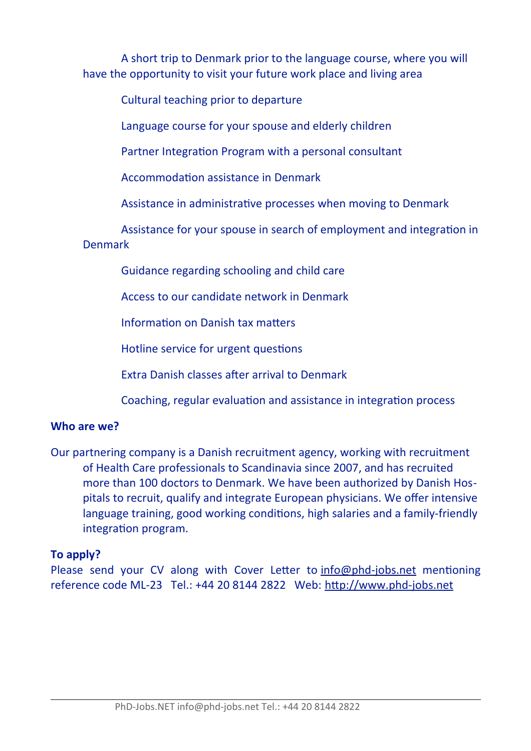- A short trip to Denmark prior to the language course, where you will have the opportunity to visit your future work place and living area
- Cultural teaching prior to departure
- Language course for your spouse and elderly children
- Partner Integration Program with a personal consultant
- Accommodation assistance in Denmark
- Assistance in administrative processes when moving to Denmark
- Assistance for your spouse in search of employment and integration in Denmark
- Guidance regarding schooling and child care
- Access to our candidate network in Denmark
- Information on Danish tax matters
- Hotline service for urgent questions
- Extra Danish classes after arrival to Denmark
- Coaching, regular evaluation and assistance in integration process

**Who are we?**

Our partnering company is a Danish recruitment agency, working with recruitment of Health Care professionals to Scandinavia since 2007, and has recruited more than 100 doctors to Denmark. We have been authorized by Danish Hospitals to recruit, qualify and integrate European physicians. We offer intensive language training, good working conditions, high salaries and a family-friendly integration program.

**To apply?**

Please send your CV along with Cover Letter to info@phd-jobs.net mentioning reference code ML-23 Tel.: +44 20 8144 2822 Web: http://www.phd-jobs.net